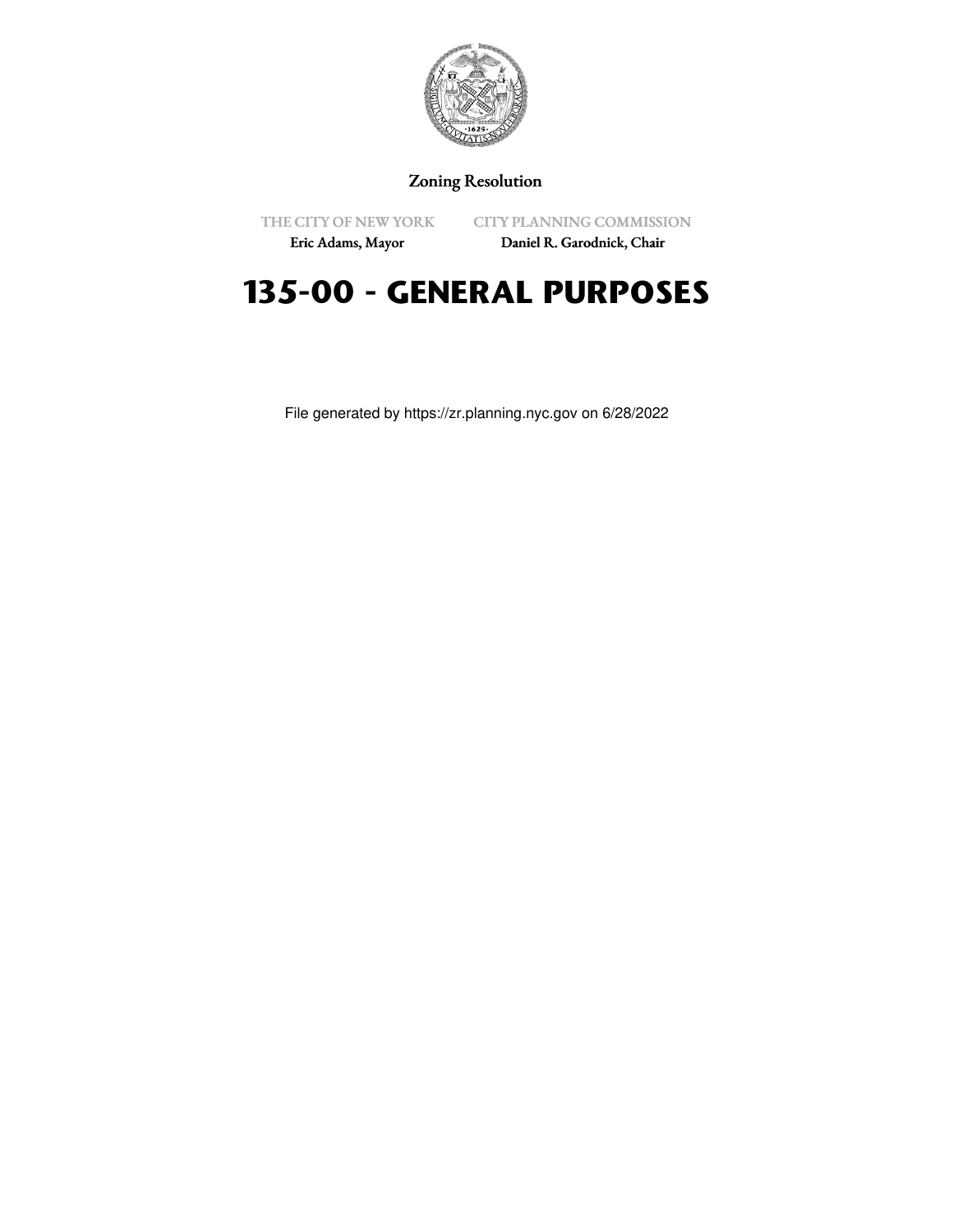Zoning Resolution

THE CITY OF NEW YORK
Eric Adams, Mayor

CITY PLANNING COMMISSION
Daniel R. Garodnick, Chair

# 135-00 - GENERAL PURPOSES

File generated by https://zr.planning.nyc.gov on 6/28/2022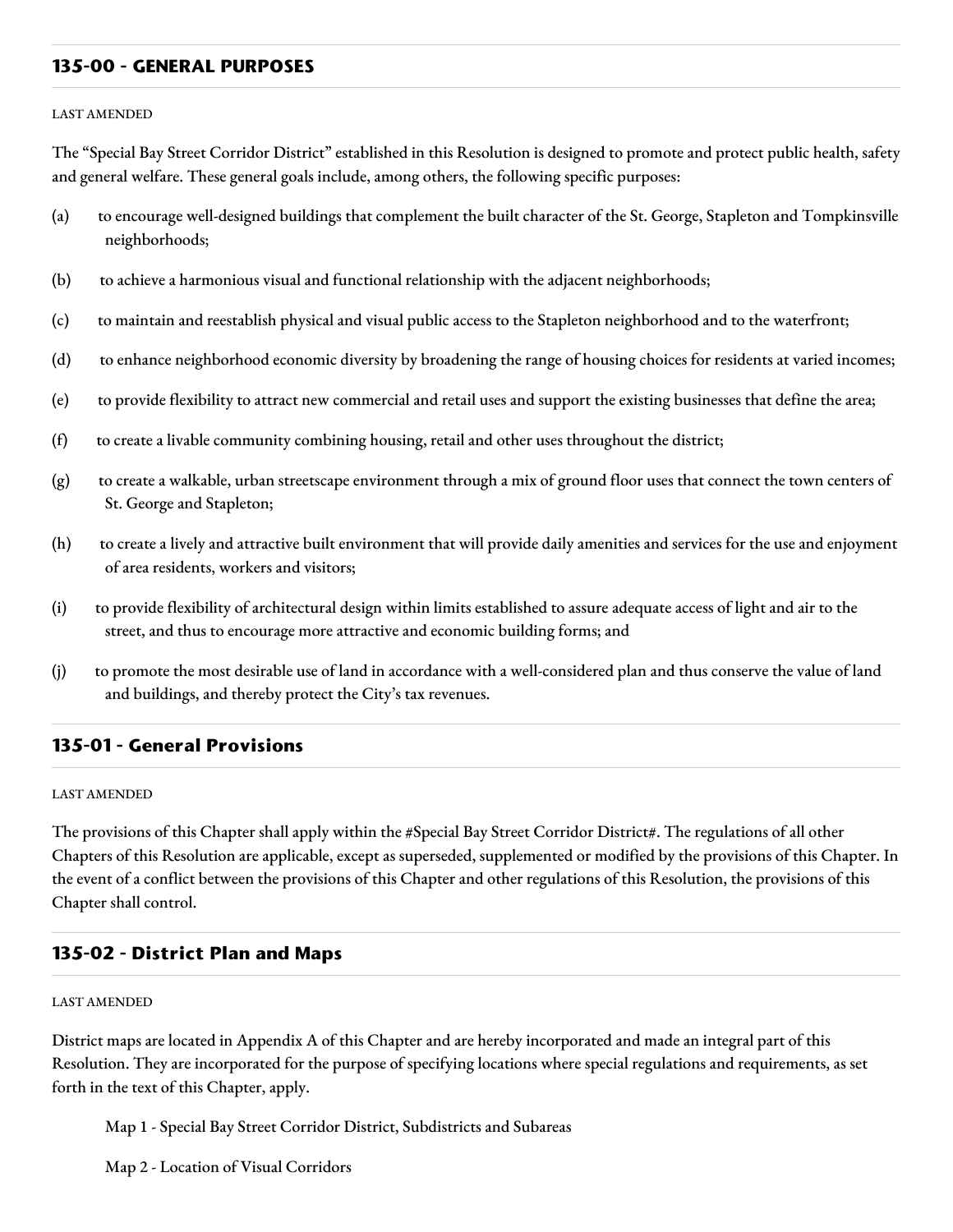## 135-00 - GENERAL PURPOSES

LAST AMENDED

The "Special Bay Street Corridor District" established in this Resolution is designed to promote and protect public health, safety and general welfare. These general goals include, among others, the following specific purposes:

(a) to encourage well-designed buildings that complement the built character of the St. George, Stapleton and Tompkinsville neighborhoods;

(b) to achieve a harmonious visual and functional relationship with the adjacent neighborhoods;

(c) to maintain and reestablish physical and visual public access to the Stapleton neighborhood and to the waterfront;

(d) to enhance neighborhood economic diversity by broadening the range of housing choices for residents at varied incomes;

(e) to provide flexibility to attract new commercial and retail uses and support the existing businesses that define the area;

(f) to create a livable community combining housing, retail and other uses throughout the district;

(g) to create a walkable, urban streetscape environment through a mix of ground floor uses that connect the town centers of St. George and Stapleton;

(h) to create a lively and attractive built environment that will provide daily amenities and services for the use and enjoyment of area residents, workers and visitors;

(i) to provide flexibility of architectural design within limits established to assure adequate access of light and air to the street, and thus to encourage more attractive and economic building forms; and

(j) to promote the most desirable use of land in accordance with a well-considered plan and thus conserve the value of land and buildings, and thereby protect the City's tax revenues.

## 135-01 - General Provisions

LAST AMENDED

The provisions of this Chapter shall apply within the #Special Bay Street Corridor District#. The regulations of all other Chapters of this Resolution are applicable, except as superseded, supplemented or modified by the provisions of this Chapter. In the event of a conflict between the provisions of this Chapter and other regulations of this Resolution, the provisions of this Chapter shall control.

## 135-02 - District Plan and Maps

LAST AMENDED

District maps are located in Appendix A of this Chapter and are hereby incorporated and made an integral part of this Resolution. They are incorporated for the purpose of specifying locations where special regulations and requirements, as set forth in the text of this Chapter, apply.

Map 1 - Special Bay Street Corridor District, Subdistricts and Subareas

Map 2 - Location of Visual Corridors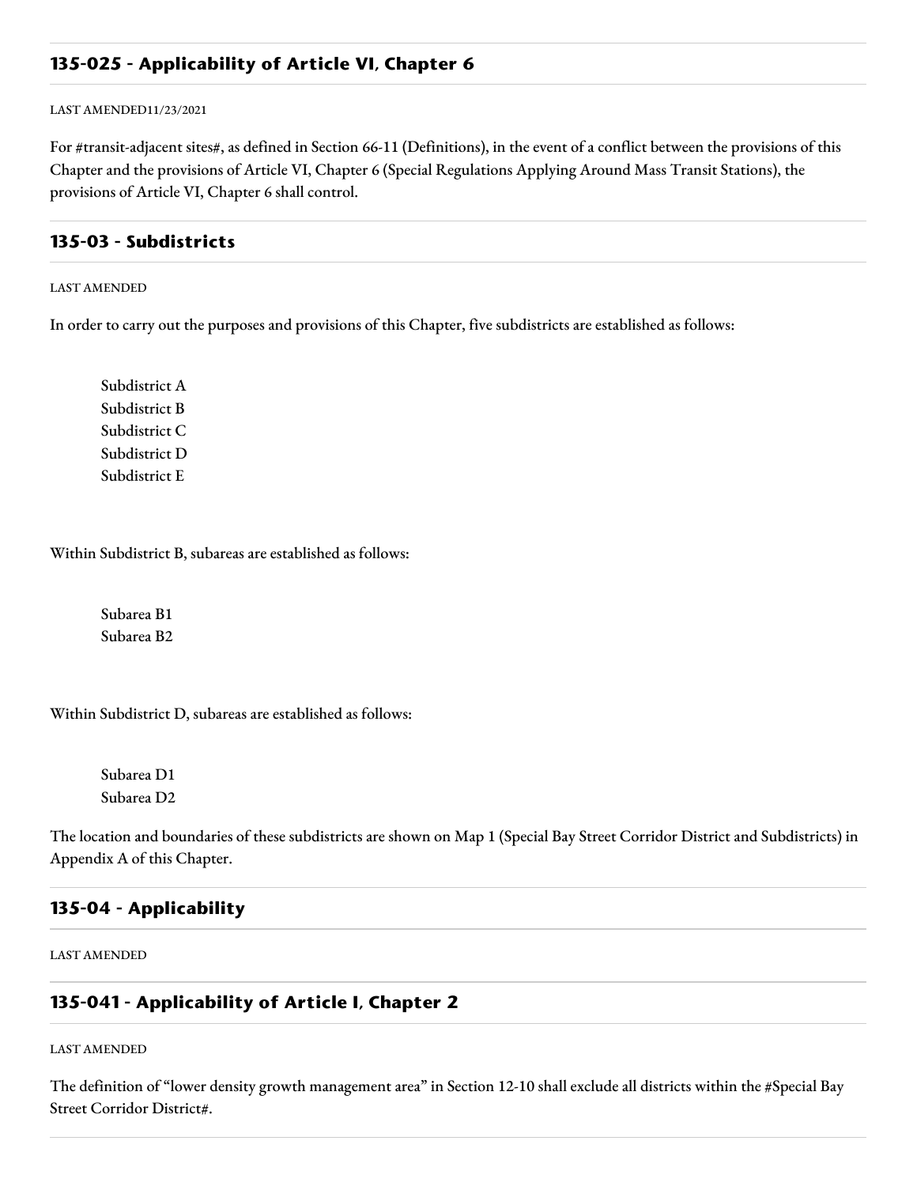## 135-025 - Applicability of Article VI, Chapter 6

LAST AMENDED11/23/2021

For #transit-adjacent sites#, as defined in Section 66-11 (Definitions), in the event of a conflict between the provisions of this Chapter and the provisions of Article VI, Chapter 6 (Special Regulations Applying Around Mass Transit Stations), the provisions of Article VI, Chapter 6 shall control.

## 135-03 - Subdistricts

LAST AMENDED

In order to carry out the purposes and provisions of this Chapter, five subdistricts are established as follows:

Subdistrict A
Subdistrict B
Subdistrict C
Subdistrict D
Subdistrict E

Within Subdistrict B, subareas are established as follows:

Subarea B1
Subarea B2

Within Subdistrict D, subareas are established as follows:

Subarea D1
Subarea D2

The location and boundaries of these subdistricts are shown on Map 1 (Special Bay Street Corridor District and Subdistricts) in Appendix A of this Chapter.

## 135-04 - Applicability

LAST AMENDED

## 135-041 - Applicability of Article I, Chapter 2

LAST AMENDED

The definition of "lower density growth management area" in Section 12-10 shall exclude all districts within the #Special Bay Street Corridor District#.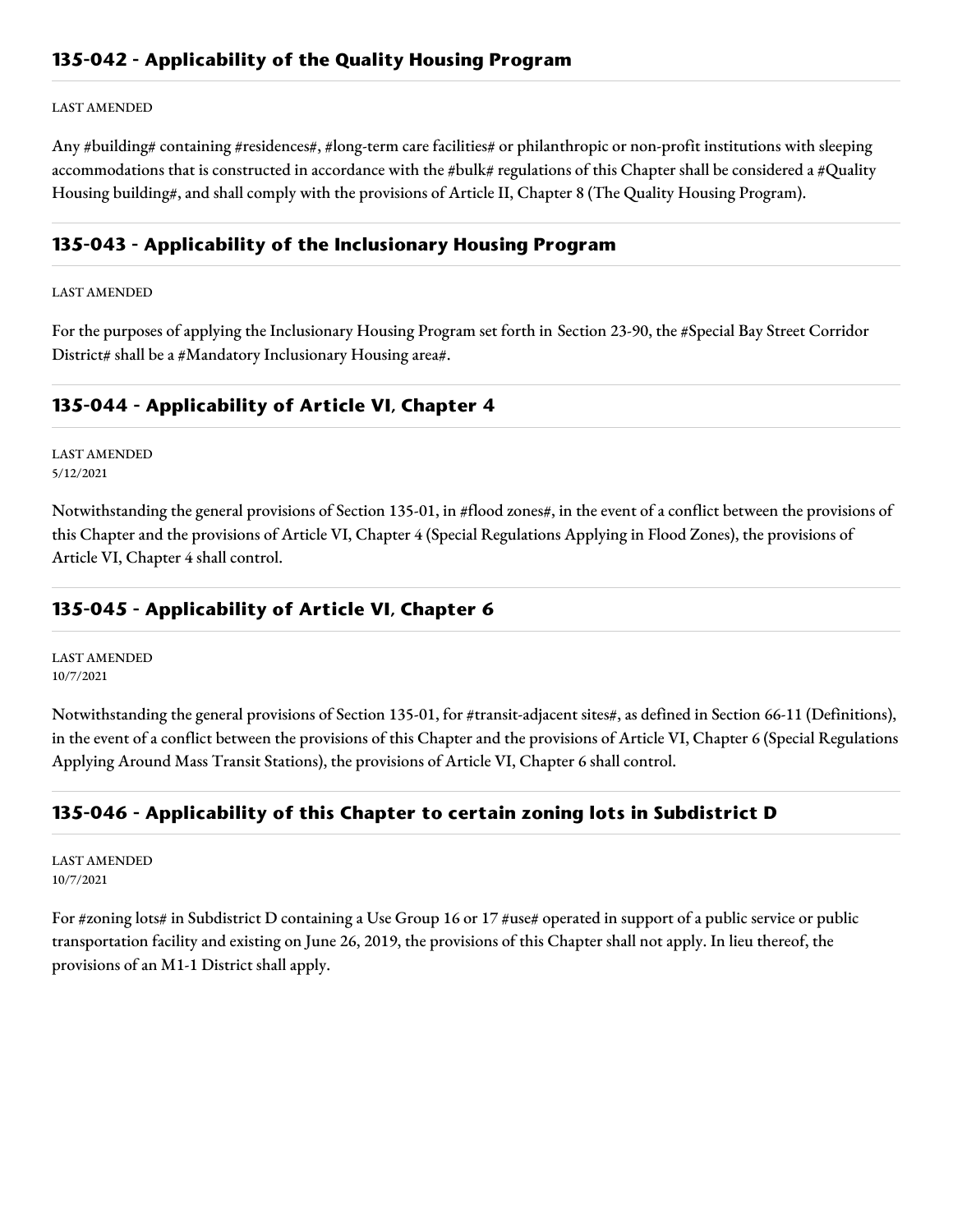## 135-042 - Applicability of the Quality Housing Program

LAST AMENDED

Any #building# containing #residences#, #long-term care facilities# or philanthropic or non-profit institutions with sleeping accommodations that is constructed in accordance with the #bulk# regulations of this Chapter shall be considered a #Quality Housing building#, and shall comply with the provisions of Article II, Chapter 8 (The Quality Housing Program).

## 135-043 - Applicability of the Inclusionary Housing Program

LAST AMENDED

For the purposes of applying the Inclusionary Housing Program set forth in Section 23-90, the #Special Bay Street Corridor District# shall be a #Mandatory Inclusionary Housing area#.

## 135-044 - Applicability of Article VI, Chapter 4

LAST AMENDED
5/12/2021

Notwithstanding the general provisions of Section 135-01, in #flood zones#, in the event of a conflict between the provisions of this Chapter and the provisions of Article VI, Chapter 4 (Special Regulations Applying in Flood Zones), the provisions of Article VI, Chapter 4 shall control.

## 135-045 - Applicability of Article VI, Chapter 6

LAST AMENDED
10/7/2021

Notwithstanding the general provisions of Section 135-01, for #transit-adjacent sites#, as defined in Section 66-11 (Definitions), in the event of a conflict between the provisions of this Chapter and the provisions of Article VI, Chapter 6 (Special Regulations Applying Around Mass Transit Stations), the provisions of Article VI, Chapter 6 shall control.

## 135-046 - Applicability of this Chapter to certain zoning lots in Subdistrict D

LAST AMENDED
10/7/2021

For #zoning lots# in Subdistrict D containing a Use Group 16 or 17 #use# operated in support of a public service or public transportation facility and existing on June 26, 2019, the provisions of this Chapter shall not apply. In lieu thereof, the provisions of an M1-1 District shall apply.